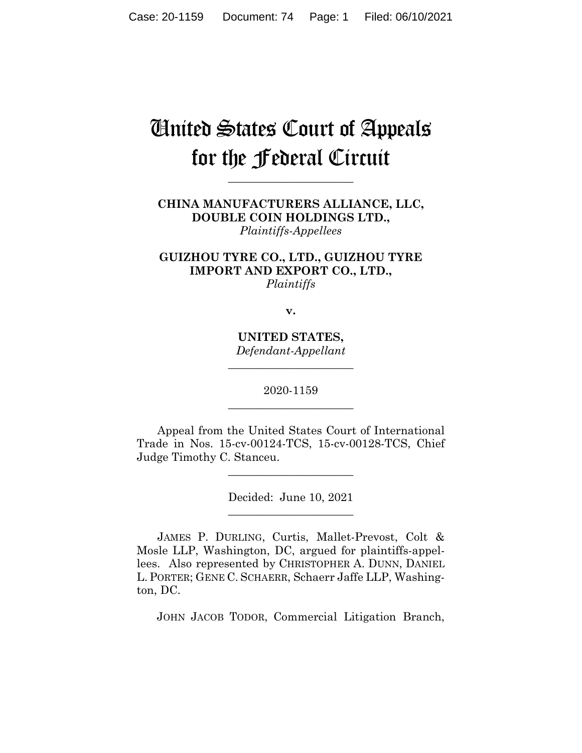# United States Court of Appeals for the Federal Circuit

______________________

**CHINA MANUFACTURERS ALLIANCE, LLC, DOUBLE COIN HOLDINGS LTD.,**
*Plaintiffs-Appellees*

**GUIZHOU TYRE CO., LTD., GUIZHOU TYRE IMPORT AND EXPORT CO., LTD.,**
*Plaintiffs*

**v.**

**UNITED STATES,**
*Defendant-Appellant*

______________________

2020-1159

______________________

Appeal from the United States Court of International Trade in Nos. 15-cv-00124-TCS, 15-cv-00128-TCS, Chief Judge Timothy C. Stanceu.

______________________

Decided: June 10, 2021

______________________

JAMES P. DURLING, Curtis, Mallet-Prevost, Colt & Mosle LLP, Washington, DC, argued for plaintiffs-appellees. Also represented by CHRISTOPHER A. DUNN, DANIEL L. PORTER; GENE C. SCHAERR, Schaerr Jaffe LLP, Washington, DC.

JOHN JACOB TODOR, Commercial Litigation Branch,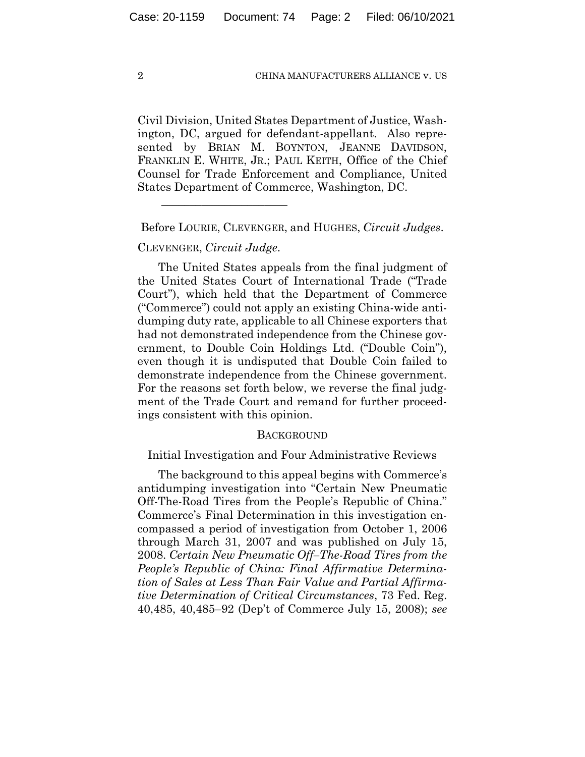Civil Division, United States Department of Justice, Washington, DC, argued for defendant-appellant. Also represented by BRIAN M. BOYNTON, JEANNE DAVIDSON, FRANKLIN E. WHITE, JR.; PAUL KEITH, Office of the Chief Counsel for Trade Enforcement and Compliance, United States Department of Commerce, Washington, DC.

______________________

Before LOURIE, CLEVENGER, and HUGHES, *Circuit Judges*.

CLEVENGER, *Circuit Judge*.

The United States appeals from the final judgment of the United States Court of International Trade ("Trade Court"), which held that the Department of Commerce ("Commerce") could not apply an existing China-wide antidumping duty rate, applicable to all Chinese exporters that had not demonstrated independence from the Chinese government, to Double Coin Holdings Ltd. ("Double Coin"), even though it is undisputed that Double Coin failed to demonstrate independence from the Chinese government. For the reasons set forth below, we reverse the final judgment of the Trade Court and remand for further proceedings consistent with this opinion.

## BACKGROUND

### Initial Investigation and Four Administrative Reviews

The background to this appeal begins with Commerce's antidumping investigation into "Certain New Pneumatic Off-The-Road Tires from the People's Republic of China." Commerce's Final Determination in this investigation encompassed a period of investigation from October 1, 2006 through March 31, 2007 and was published on July 15, 2008. *Certain New Pneumatic Off–The-Road Tires from the People's Republic of China: Final Affirmative Determination of Sales at Less Than Fair Value and Partial Affirmative Determination of Critical Circumstances*, 73 Fed. Reg. 40,485, 40,485–92 (Dep't of Commerce July 15, 2008); *see*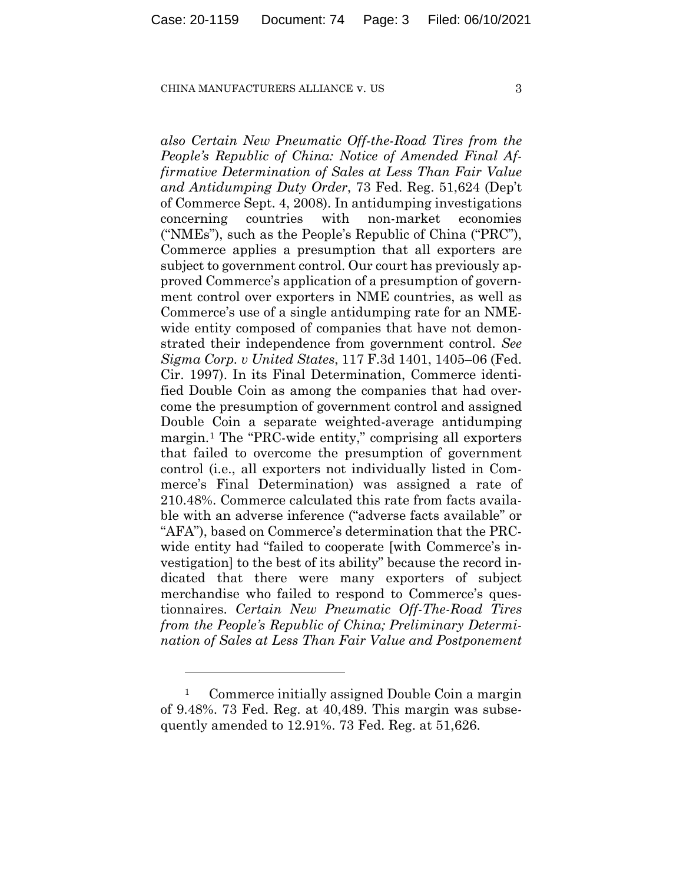*also Certain New Pneumatic Off-the-Road Tires from the People's Republic of China: Notice of Amended Final Affirmative Determination of Sales at Less Than Fair Value and Antidumping Duty Order*, 73 Fed. Reg. 51,624 (Dep't of Commerce Sept. 4, 2008). In antidumping investigations concerning countries with non-market economies ("NMEs"), such as the People's Republic of China ("PRC"), Commerce applies a presumption that all exporters are subject to government control. Our court has previously approved Commerce's application of a presumption of government control over exporters in NME countries, as well as Commerce's use of a single antidumping rate for an NME-wide entity composed of companies that have not demonstrated their independence from government control. *See Sigma Corp. v United States*, 117 F.3d 1401, 1405–06 (Fed. Cir. 1997). In its Final Determination, Commerce identified Double Coin as among the companies that had overcome the presumption of government control and assigned Double Coin a separate weighted-average antidumping margin.[1] The "PRC-wide entity," comprising all exporters that failed to overcome the presumption of government control (i.e., all exporters not individually listed in Commerce's Final Determination) was assigned a rate of 210.48%. Commerce calculated this rate from facts available with an adverse inference ("adverse facts available" or "AFA"), based on Commerce's determination that the PRC-wide entity had "failed to cooperate [with Commerce's investigation] to the best of its ability" because the record indicated that there were many exporters of subject merchandise who failed to respond to Commerce's questionnaires. *Certain New Pneumatic Off-The-Road Tires from the People's Republic of China; Preliminary Determination of Sales at Less Than Fair Value and Postponement*

---

[1] Commerce initially assigned Double Coin a margin of 9.48%. 73 Fed. Reg. at 40,489. This margin was subsequently amended to 12.91%. 73 Fed. Reg. at 51,626.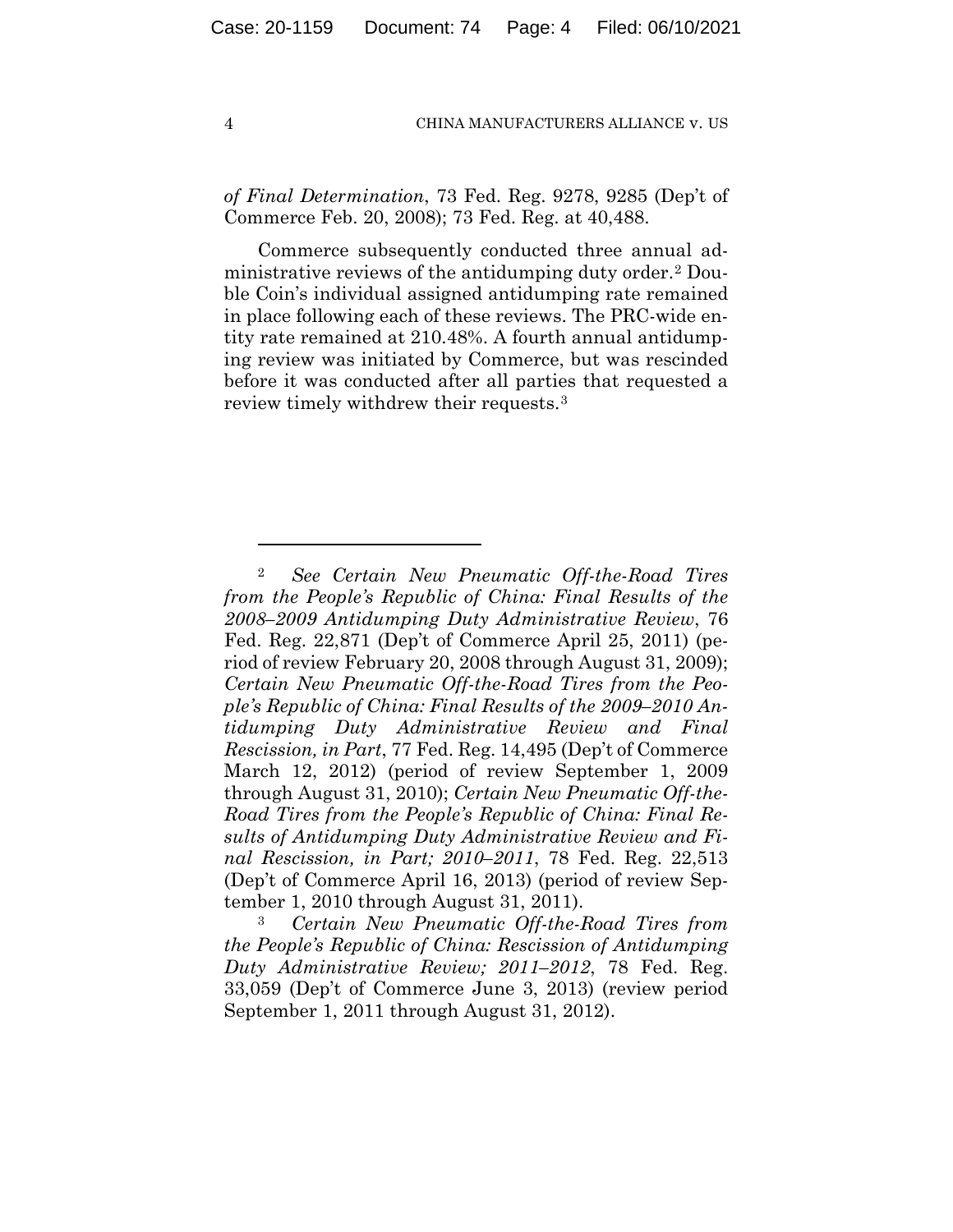*of Final Determination*, 73 Fed. Reg. 9278, 9285 (Dep't of Commerce Feb. 20, 2008); 73 Fed. Reg. at 40,488.

Commerce subsequently conducted three annual administrative reviews of the antidumping duty order.[2] Double Coin's individual assigned antidumping rate remained in place following each of these reviews. The PRC-wide entity rate remained at 210.48%. A fourth annual antidumping review was initiated by Commerce, but was rescinded before it was conducted after all parties that requested a review timely withdrew their requests.[3]

---

[2] *See Certain New Pneumatic Off-the-Road Tires from the People's Republic of China: Final Results of the 2008–2009 Antidumping Duty Administrative Review*, 76 Fed. Reg. 22,871 (Dep't of Commerce April 25, 2011) (period of review February 20, 2008 through August 31, 2009); *Certain New Pneumatic Off-the-Road Tires from the People's Republic of China: Final Results of the 2009–2010 Antidumping Duty Administrative Review and Final Rescission, in Part*, 77 Fed. Reg. 14,495 (Dep't of Commerce March 12, 2012) (period of review September 1, 2009 through August 31, 2010); *Certain New Pneumatic Off-the-Road Tires from the People's Republic of China: Final Results of Antidumping Duty Administrative Review and Final Rescission, in Part; 2010–2011*, 78 Fed. Reg. 22,513 (Dep't of Commerce April 16, 2013) (period of review September 1, 2010 through August 31, 2011).

[3] *Certain New Pneumatic Off-the-Road Tires from the People's Republic of China: Rescission of Antidumping Duty Administrative Review; 2011–2012*, 78 Fed. Reg. 33,059 (Dep't of Commerce June 3, 2013) (review period September 1, 2011 through August 31, 2012).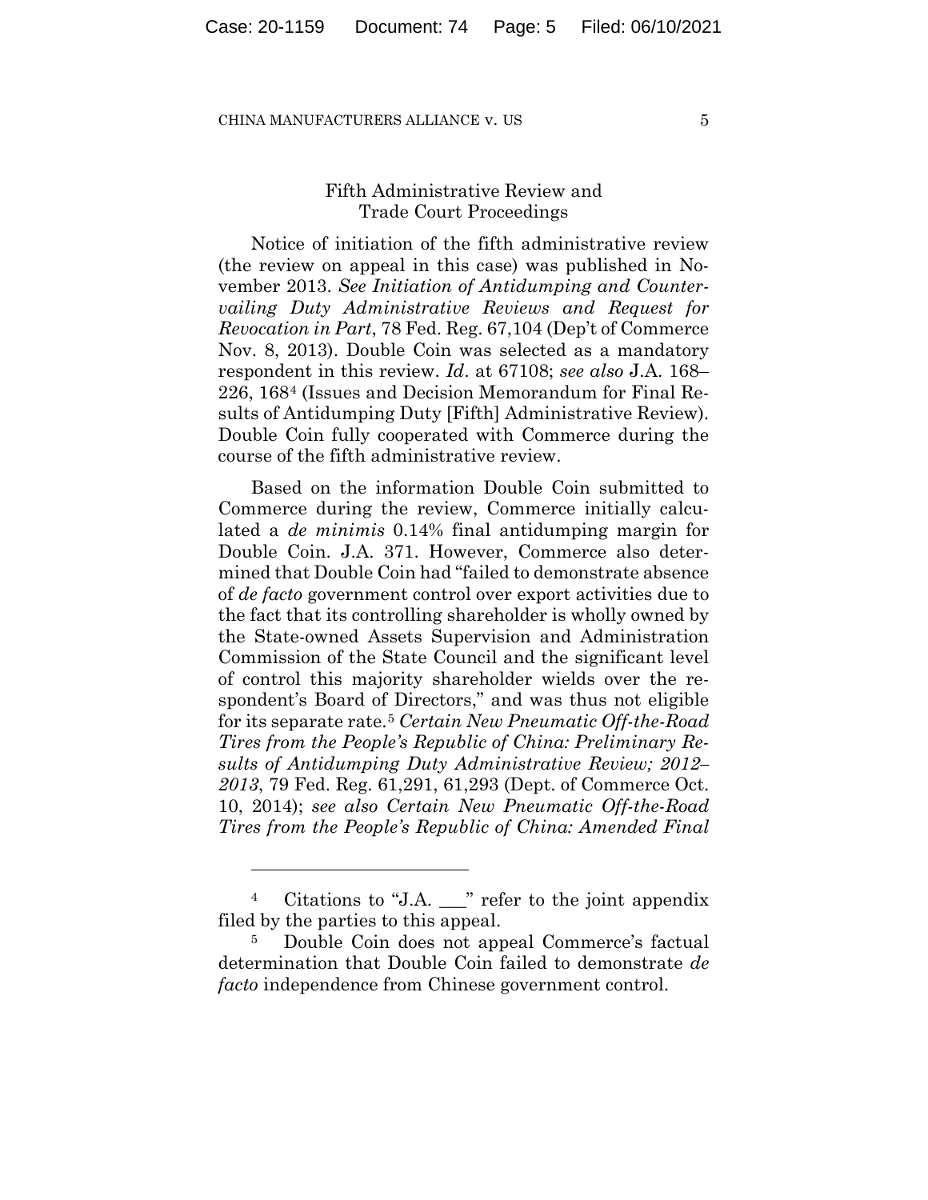## Fifth Administrative Review and Trade Court Proceedings

Notice of initiation of the fifth administrative review (the review on appeal in this case) was published in November 2013. *See Initiation of Antidumping and Countervailing Duty Administrative Reviews and Request for Revocation in Part*, 78 Fed. Reg. 67,104 (Dep't of Commerce Nov. 8, 2013). Double Coin was selected as a mandatory respondent in this review. *Id*. at 67108; *see also* J.A. 168–226, 168[4] (Issues and Decision Memorandum for Final Results of Antidumping Duty [Fifth] Administrative Review). Double Coin fully cooperated with Commerce during the course of the fifth administrative review.

Based on the information Double Coin submitted to Commerce during the review, Commerce initially calculated a *de minimis* 0.14% final antidumping margin for Double Coin. J.A. 371. However, Commerce also determined that Double Coin had "failed to demonstrate absence of *de facto* government control over export activities due to the fact that its controlling shareholder is wholly owned by the State-owned Assets Supervision and Administration Commission of the State Council and the significant level of control this majority shareholder wields over the respondent's Board of Directors," and was thus not eligible for its separate rate.[5] *Certain New Pneumatic Off-the-Road Tires from the People's Republic of China: Preliminary Results of Antidumping Duty Administrative Review; 2012–2013*, 79 Fed. Reg. 61,291, 61,293 (Dept. of Commerce Oct. 10, 2014); *see also Certain New Pneumatic Off-the-Road Tires from the People's Republic of China: Amended Final*

---

[4] Citations to "J.A. ___" refer to the joint appendix filed by the parties to this appeal.

[5] Double Coin does not appeal Commerce's factual determination that Double Coin failed to demonstrate *de facto* independence from Chinese government control.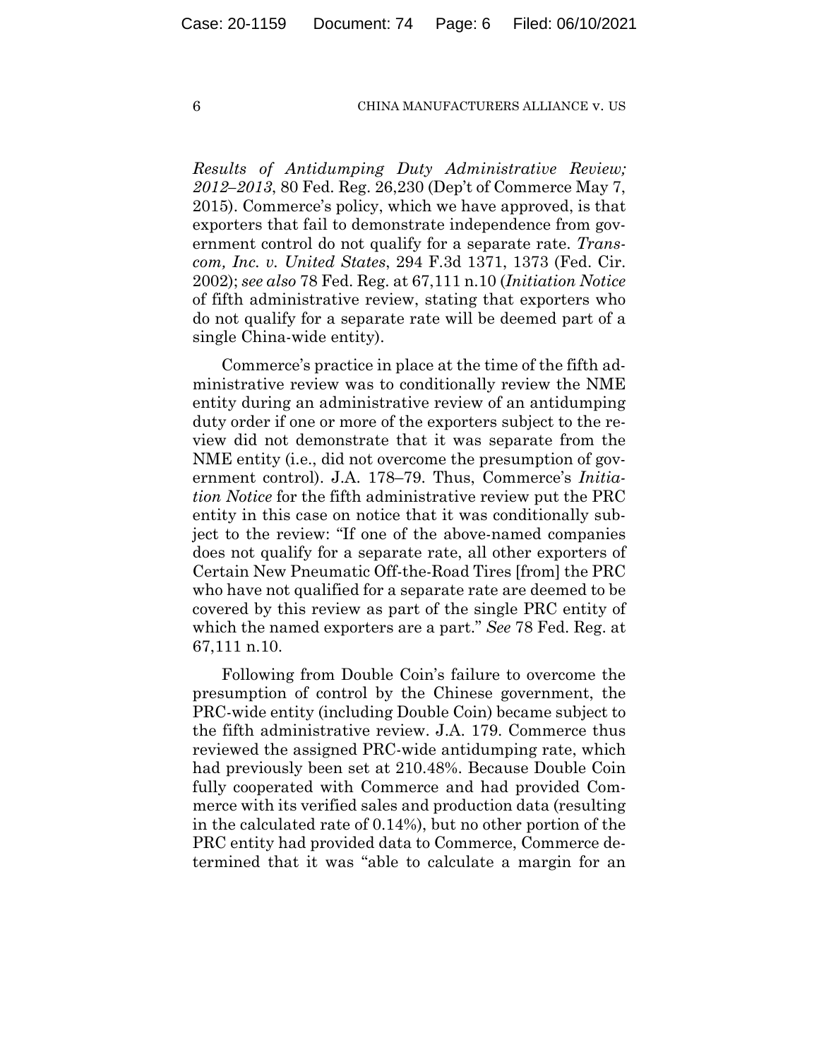*Results of Antidumping Duty Administrative Review; 2012–2013*, 80 Fed. Reg. 26,230 (Dep't of Commerce May 7, 2015). Commerce's policy, which we have approved, is that exporters that fail to demonstrate independence from government control do not qualify for a separate rate. *Transcom, Inc. v. United States*, 294 F.3d 1371, 1373 (Fed. Cir. 2002); *see also* 78 Fed. Reg. at 67,111 n.10 (*Initiation Notice* of fifth administrative review, stating that exporters who do not qualify for a separate rate will be deemed part of a single China-wide entity).

Commerce's practice in place at the time of the fifth administrative review was to conditionally review the NME entity during an administrative review of an antidumping duty order if one or more of the exporters subject to the review did not demonstrate that it was separate from the NME entity (i.e., did not overcome the presumption of government control). J.A. 178–79. Thus, Commerce's *Initiation Notice* for the fifth administrative review put the PRC entity in this case on notice that it was conditionally subject to the review: "If one of the above-named companies does not qualify for a separate rate, all other exporters of Certain New Pneumatic Off-the-Road Tires [from] the PRC who have not qualified for a separate rate are deemed to be covered by this review as part of the single PRC entity of which the named exporters are a part." *See* 78 Fed. Reg. at 67,111 n.10.

Following from Double Coin's failure to overcome the presumption of control by the Chinese government, the PRC-wide entity (including Double Coin) became subject to the fifth administrative review. J.A. 179. Commerce thus reviewed the assigned PRC-wide antidumping rate, which had previously been set at 210.48%. Because Double Coin fully cooperated with Commerce and had provided Commerce with its verified sales and production data (resulting in the calculated rate of 0.14%), but no other portion of the PRC entity had provided data to Commerce, Commerce determined that it was "able to calculate a margin for an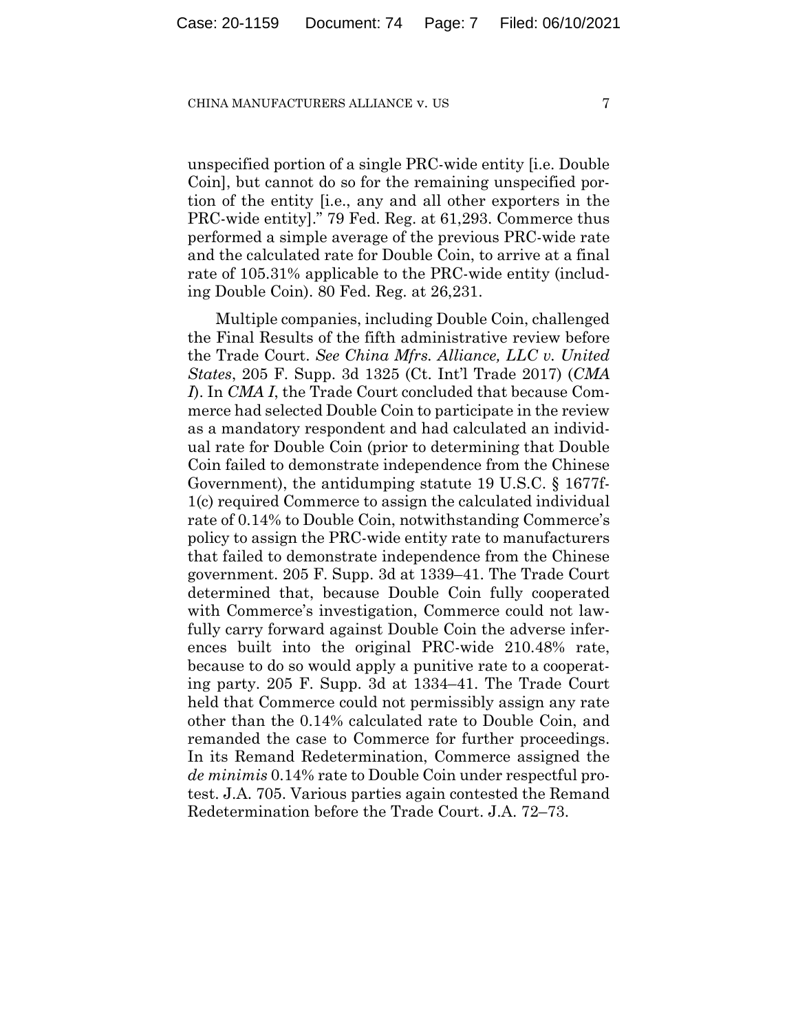unspecified portion of a single PRC-wide entity [i.e. Double Coin], but cannot do so for the remaining unspecified portion of the entity [i.e., any and all other exporters in the PRC-wide entity]." 79 Fed. Reg. at 61,293. Commerce thus performed a simple average of the previous PRC-wide rate and the calculated rate for Double Coin, to arrive at a final rate of 105.31% applicable to the PRC-wide entity (including Double Coin). 80 Fed. Reg. at 26,231.

Multiple companies, including Double Coin, challenged the Final Results of the fifth administrative review before the Trade Court. *See China Mfrs. Alliance, LLC v. United States*, 205 F. Supp. 3d 1325 (Ct. Int'l Trade 2017) (*CMA I*). In *CMA I*, the Trade Court concluded that because Commerce had selected Double Coin to participate in the review as a mandatory respondent and had calculated an individual rate for Double Coin (prior to determining that Double Coin failed to demonstrate independence from the Chinese Government), the antidumping statute 19 U.S.C. § 1677f-1(c) required Commerce to assign the calculated individual rate of 0.14% to Double Coin, notwithstanding Commerce's policy to assign the PRC-wide entity rate to manufacturers that failed to demonstrate independence from the Chinese government. 205 F. Supp. 3d at 1339–41. The Trade Court determined that, because Double Coin fully cooperated with Commerce's investigation, Commerce could not lawfully carry forward against Double Coin the adverse inferences built into the original PRC-wide 210.48% rate, because to do so would apply a punitive rate to a cooperating party. 205 F. Supp. 3d at 1334–41. The Trade Court held that Commerce could not permissibly assign any rate other than the 0.14% calculated rate to Double Coin, and remanded the case to Commerce for further proceedings. In its Remand Redetermination, Commerce assigned the *de minimis* 0.14% rate to Double Coin under respectful protest. J.A. 705. Various parties again contested the Remand Redetermination before the Trade Court. J.A. 72–73.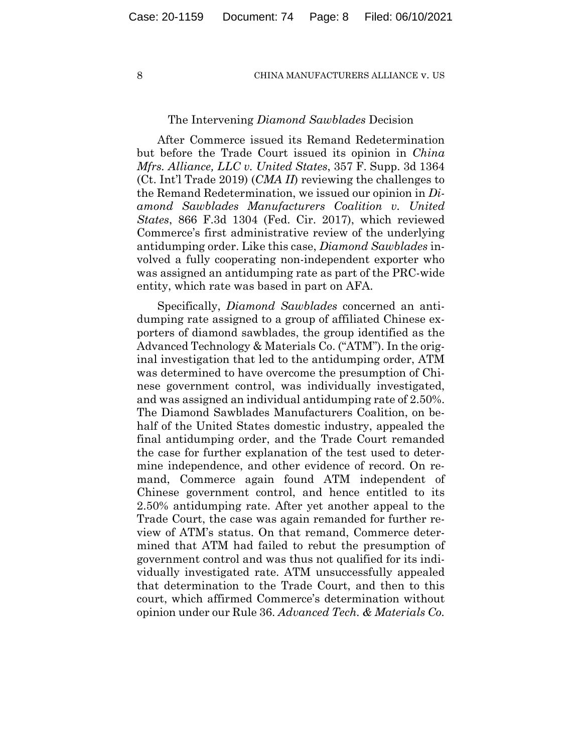## The Intervening *Diamond Sawblades* Decision

After Commerce issued its Remand Redetermination but before the Trade Court issued its opinion in *China Mfrs. Alliance, LLC v. United States*, 357 F. Supp. 3d 1364 (Ct. Int'l Trade 2019) (*CMA II*) reviewing the challenges to the Remand Redetermination, we issued our opinion in *Diamond Sawblades Manufacturers Coalition v. United States*, 866 F.3d 1304 (Fed. Cir. 2017), which reviewed Commerce's first administrative review of the underlying antidumping order. Like this case, *Diamond Sawblades* involved a fully cooperating non-independent exporter who was assigned an antidumping rate as part of the PRC-wide entity, which rate was based in part on AFA.

Specifically, *Diamond Sawblades* concerned an antidumping rate assigned to a group of affiliated Chinese exporters of diamond sawblades, the group identified as the Advanced Technology & Materials Co. ("ATM"). In the original investigation that led to the antidumping order, ATM was determined to have overcome the presumption of Chinese government control, was individually investigated, and was assigned an individual antidumping rate of 2.50%. The Diamond Sawblades Manufacturers Coalition, on behalf of the United States domestic industry, appealed the final antidumping order, and the Trade Court remanded the case for further explanation of the test used to determine independence, and other evidence of record. On remand, Commerce again found ATM independent of Chinese government control, and hence entitled to its 2.50% antidumping rate. After yet another appeal to the Trade Court, the case was again remanded for further review of ATM's status. On that remand, Commerce determined that ATM had failed to rebut the presumption of government control and was thus not qualified for its individually investigated rate. ATM unsuccessfully appealed that determination to the Trade Court, and then to this court, which affirmed Commerce's determination without opinion under our Rule 36. *Advanced Tech. & Materials Co.*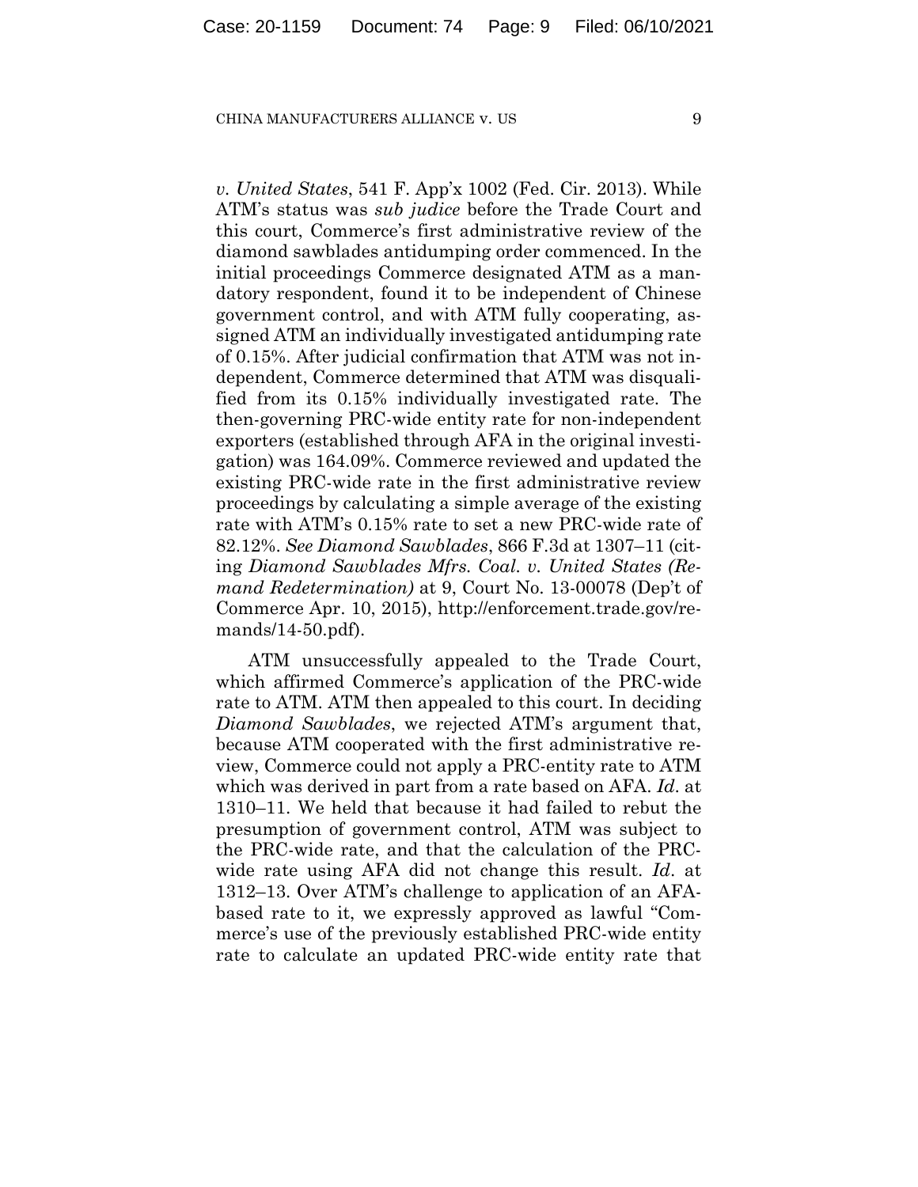*v. United States*, 541 F. App'x 1002 (Fed. Cir. 2013). While ATM's status was *sub judice* before the Trade Court and this court, Commerce's first administrative review of the diamond sawblades antidumping order commenced. In the initial proceedings Commerce designated ATM as a mandatory respondent, found it to be independent of Chinese government control, and with ATM fully cooperating, assigned ATM an individually investigated antidumping rate of 0.15%. After judicial confirmation that ATM was not independent, Commerce determined that ATM was disqualified from its 0.15% individually investigated rate. The then-governing PRC-wide entity rate for non-independent exporters (established through AFA in the original investigation) was 164.09%. Commerce reviewed and updated the existing PRC-wide rate in the first administrative review proceedings by calculating a simple average of the existing rate with ATM's 0.15% rate to set a new PRC-wide rate of 82.12%. *See Diamond Sawblades*, 866 F.3d at 1307–11 (citing *Diamond Sawblades Mfrs. Coal. v. United States (Remand Redetermination)* at 9, Court No. 13-00078 (Dep't of Commerce Apr. 10, 2015), http://enforcement.trade.gov/remands/14-50.pdf).

ATM unsuccessfully appealed to the Trade Court, which affirmed Commerce's application of the PRC-wide rate to ATM. ATM then appealed to this court. In deciding *Diamond Sawblades*, we rejected ATM's argument that, because ATM cooperated with the first administrative review, Commerce could not apply a PRC-entity rate to ATM which was derived in part from a rate based on AFA. *Id*. at 1310–11. We held that because it had failed to rebut the presumption of government control, ATM was subject to the PRC-wide rate, and that the calculation of the PRC-wide rate using AFA did not change this result. *Id*. at 1312–13. Over ATM's challenge to application of an AFA-based rate to it, we expressly approved as lawful "Commerce's use of the previously established PRC-wide entity rate to calculate an updated PRC-wide entity rate that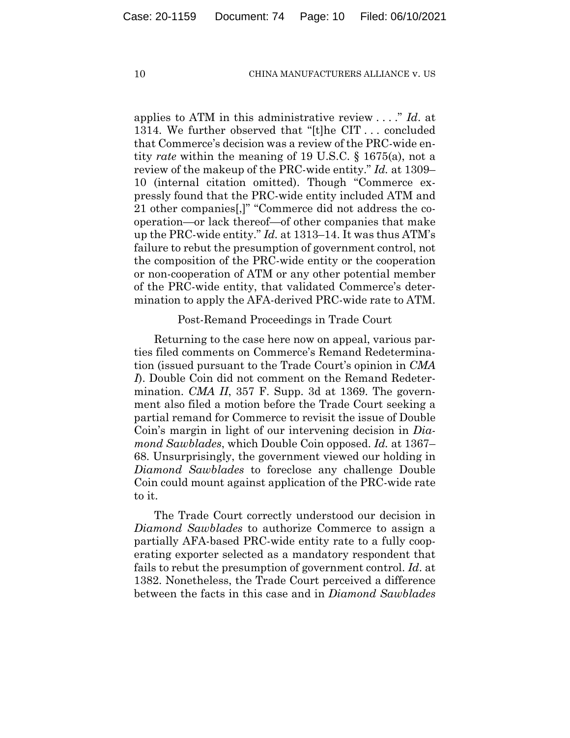applies to ATM in this administrative review . . . ." *Id*. at 1314. We further observed that "[t]he CIT . . . concluded that Commerce's decision was a review of the PRC-wide entity *rate* within the meaning of 19 U.S.C. § 1675(a), not a review of the makeup of the PRC-wide entity." *Id.* at 1309–10 (internal citation omitted). Though "Commerce expressly found that the PRC-wide entity included ATM and 21 other companies[,]" "Commerce did not address the cooperation—or lack thereof—of other companies that make up the PRC-wide entity." *Id.* at 1313–14. It was thus ATM's failure to rebut the presumption of government control, not the composition of the PRC-wide entity or the cooperation or non-cooperation of ATM or any other potential member of the PRC-wide entity, that validated Commerce's determination to apply the AFA-derived PRC-wide rate to ATM.

Post-Remand Proceedings in Trade Court

Returning to the case here now on appeal, various parties filed comments on Commerce's Remand Redetermination (issued pursuant to the Trade Court's opinion in *CMA I*). Double Coin did not comment on the Remand Redetermination. *CMA II*, 357 F. Supp. 3d at 1369. The government also filed a motion before the Trade Court seeking a partial remand for Commerce to revisit the issue of Double Coin's margin in light of our intervening decision in *Diamond Sawblades*, which Double Coin opposed. *Id.* at 1367–68. Unsurprisingly, the government viewed our holding in *Diamond Sawblades* to foreclose any challenge Double Coin could mount against application of the PRC-wide rate to it.

The Trade Court correctly understood our decision in *Diamond Sawblades* to authorize Commerce to assign a partially AFA-based PRC-wide entity rate to a fully cooperating exporter selected as a mandatory respondent that fails to rebut the presumption of government control. *Id*. at 1382. Nonetheless, the Trade Court perceived a difference between the facts in this case and in *Diamond Sawblades*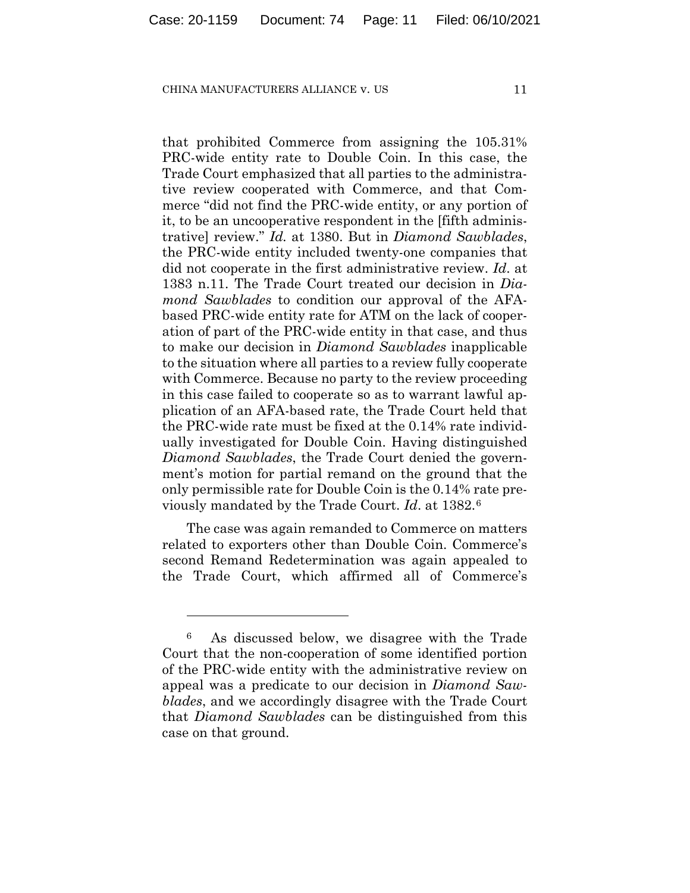that prohibited Commerce from assigning the 105.31% PRC-wide entity rate to Double Coin. In this case, the Trade Court emphasized that all parties to the administrative review cooperated with Commerce, and that Commerce "did not find the PRC-wide entity, or any portion of it, to be an uncooperative respondent in the [fifth administrative] review." *Id.* at 1380. But in *Diamond Sawblades*, the PRC-wide entity included twenty-one companies that did not cooperate in the first administrative review. *Id*. at 1383 n.11. The Trade Court treated our decision in *Diamond Sawblades* to condition our approval of the AFA-based PRC-wide entity rate for ATM on the lack of cooperation of part of the PRC-wide entity in that case, and thus to make our decision in *Diamond Sawblades* inapplicable to the situation where all parties to a review fully cooperate with Commerce. Because no party to the review proceeding in this case failed to cooperate so as to warrant lawful application of an AFA-based rate, the Trade Court held that the PRC-wide rate must be fixed at the 0.14% rate individually investigated for Double Coin. Having distinguished *Diamond Sawblades*, the Trade Court denied the government's motion for partial remand on the ground that the only permissible rate for Double Coin is the 0.14% rate previously mandated by the Trade Court. *Id*. at 1382.[6]

The case was again remanded to Commerce on matters related to exporters other than Double Coin. Commerce's second Remand Redetermination was again appealed to the Trade Court, which affirmed all of Commerce's

---

[6] As discussed below, we disagree with the Trade Court that the non-cooperation of some identified portion of the PRC-wide entity with the administrative review on appeal was a predicate to our decision in *Diamond Sawblades*, and we accordingly disagree with the Trade Court that *Diamond Sawblades* can be distinguished from this case on that ground.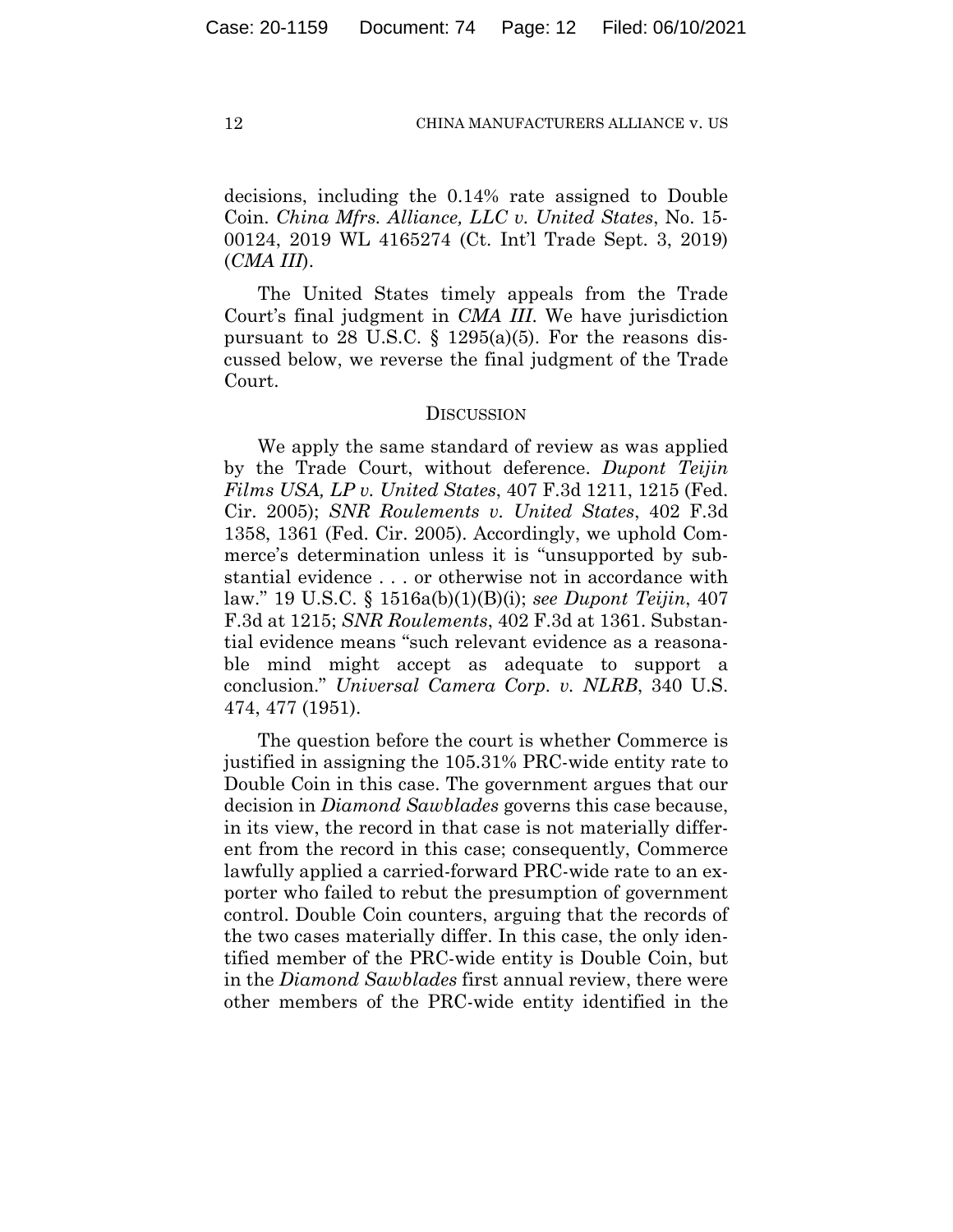decisions, including the 0.14% rate assigned to Double Coin. *China Mfrs. Alliance, LLC v. United States*, No. 15-00124, 2019 WL 4165274 (Ct. Int'l Trade Sept. 3, 2019) (*CMA III*).

The United States timely appeals from the Trade Court's final judgment in *CMA III*. We have jurisdiction pursuant to 28 U.S.C. § 1295(a)(5). For the reasons discussed below, we reverse the final judgment of the Trade Court.

## DISCUSSION

We apply the same standard of review as was applied by the Trade Court, without deference. *Dupont Teijin Films USA, LP v. United States*, 407 F.3d 1211, 1215 (Fed. Cir. 2005); *SNR Roulements v. United States*, 402 F.3d 1358, 1361 (Fed. Cir. 2005). Accordingly, we uphold Commerce's determination unless it is "unsupported by substantial evidence . . . or otherwise not in accordance with law." 19 U.S.C. § 1516a(b)(1)(B)(i); *see Dupont Teijin*, 407 F.3d at 1215; *SNR Roulements*, 402 F.3d at 1361. Substantial evidence means "such relevant evidence as a reasonable mind might accept as adequate to support a conclusion." *Universal Camera Corp. v. NLRB*, 340 U.S. 474, 477 (1951).

The question before the court is whether Commerce is justified in assigning the 105.31% PRC-wide entity rate to Double Coin in this case. The government argues that our decision in *Diamond Sawblades* governs this case because, in its view, the record in that case is not materially different from the record in this case; consequently, Commerce lawfully applied a carried-forward PRC-wide rate to an exporter who failed to rebut the presumption of government control. Double Coin counters, arguing that the records of the two cases materially differ. In this case, the only identified member of the PRC-wide entity is Double Coin, but in the *Diamond Sawblades* first annual review, there were other members of the PRC-wide entity identified in the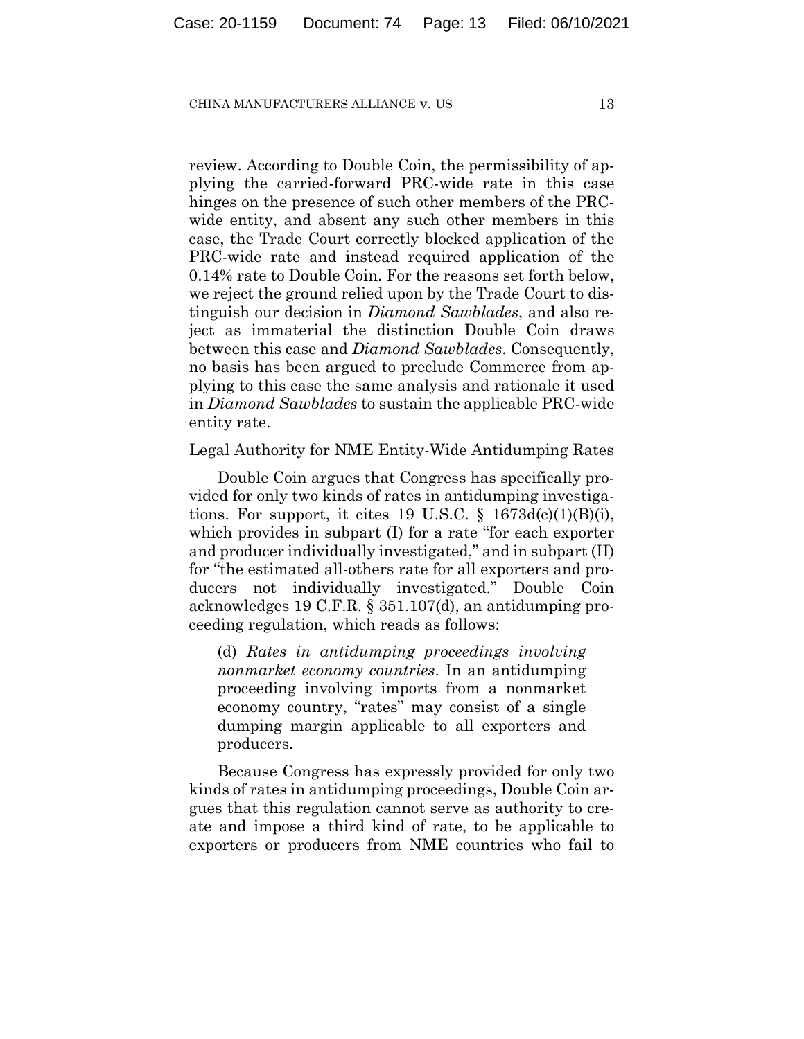review. According to Double Coin, the permissibility of applying the carried-forward PRC-wide rate in this case hinges on the presence of such other members of the PRC-wide entity, and absent any such other members in this case, the Trade Court correctly blocked application of the PRC-wide rate and instead required application of the 0.14% rate to Double Coin. For the reasons set forth below, we reject the ground relied upon by the Trade Court to distinguish our decision in *Diamond Sawblades*, and also reject as immaterial the distinction Double Coin draws between this case and *Diamond Sawblades*. Consequently, no basis has been argued to preclude Commerce from applying to this case the same analysis and rationale it used in *Diamond Sawblades* to sustain the applicable PRC-wide entity rate.

Legal Authority for NME Entity-Wide Antidumping Rates

Double Coin argues that Congress has specifically provided for only two kinds of rates in antidumping investigations. For support, it cites 19 U.S.C. § 1673d(c)(1)(B)(i), which provides in subpart (I) for a rate "for each exporter and producer individually investigated," and in subpart (II) for "the estimated all-others rate for all exporters and producers not individually investigated." Double Coin acknowledges 19 C.F.R. § 351.107(d), an antidumping proceeding regulation, which reads as follows:

> (d) *Rates in antidumping proceedings involving nonmarket economy countries*. In an antidumping proceeding involving imports from a nonmarket economy country, "rates" may consist of a single dumping margin applicable to all exporters and producers.

Because Congress has expressly provided for only two kinds of rates in antidumping proceedings, Double Coin argues that this regulation cannot serve as authority to create and impose a third kind of rate, to be applicable to exporters or producers from NME countries who fail to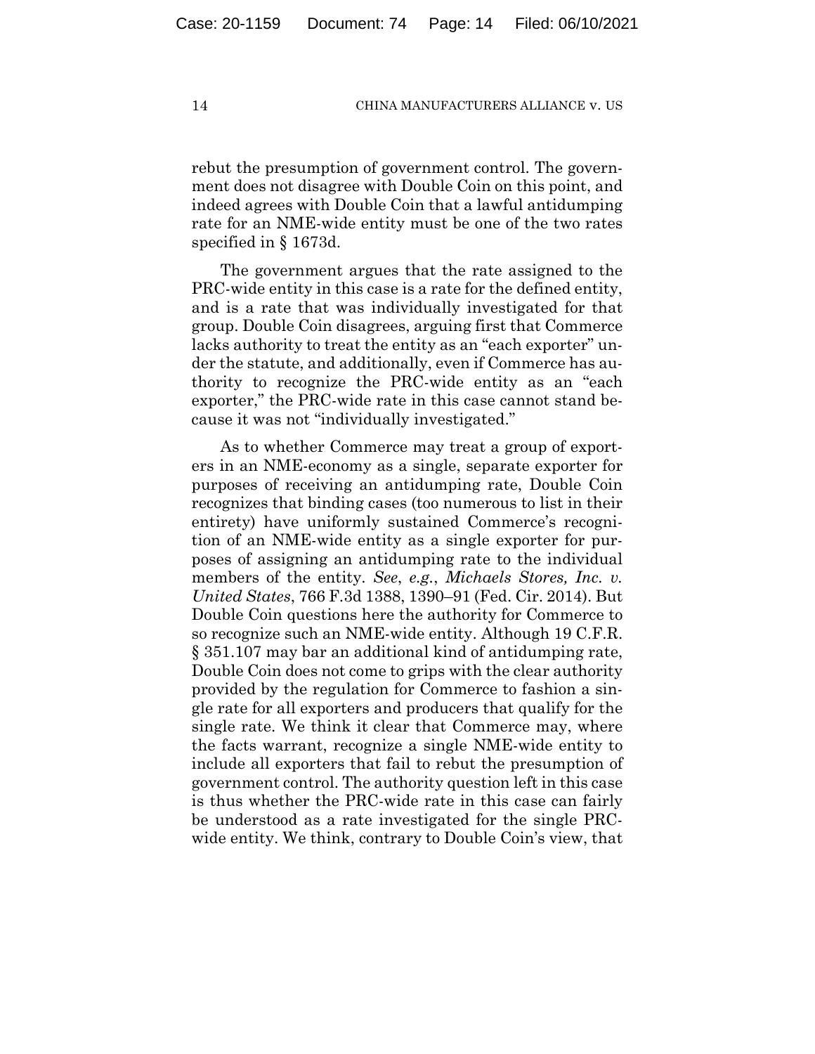rebut the presumption of government control. The government does not disagree with Double Coin on this point, and indeed agrees with Double Coin that a lawful antidumping rate for an NME-wide entity must be one of the two rates specified in § 1673d.

The government argues that the rate assigned to the PRC-wide entity in this case is a rate for the defined entity, and is a rate that was individually investigated for that group. Double Coin disagrees, arguing first that Commerce lacks authority to treat the entity as an "each exporter" under the statute, and additionally, even if Commerce has authority to recognize the PRC-wide entity as an "each exporter," the PRC-wide rate in this case cannot stand because it was not "individually investigated."

As to whether Commerce may treat a group of exporters in an NME-economy as a single, separate exporter for purposes of receiving an antidumping rate, Double Coin recognizes that binding cases (too numerous to list in their entirety) have uniformly sustained Commerce's recognition of an NME-wide entity as a single exporter for purposes of assigning an antidumping rate to the individual members of the entity. *See*, *e.g.*, *Michaels Stores, Inc. v. United States*, 766 F.3d 1388, 1390–91 (Fed. Cir. 2014). But Double Coin questions here the authority for Commerce to so recognize such an NME-wide entity. Although 19 C.F.R. § 351.107 may bar an additional kind of antidumping rate, Double Coin does not come to grips with the clear authority provided by the regulation for Commerce to fashion a single rate for all exporters and producers that qualify for the single rate. We think it clear that Commerce may, where the facts warrant, recognize a single NME-wide entity to include all exporters that fail to rebut the presumption of government control. The authority question left in this case is thus whether the PRC-wide rate in this case can fairly be understood as a rate investigated for the single PRC-wide entity. We think, contrary to Double Coin's view, that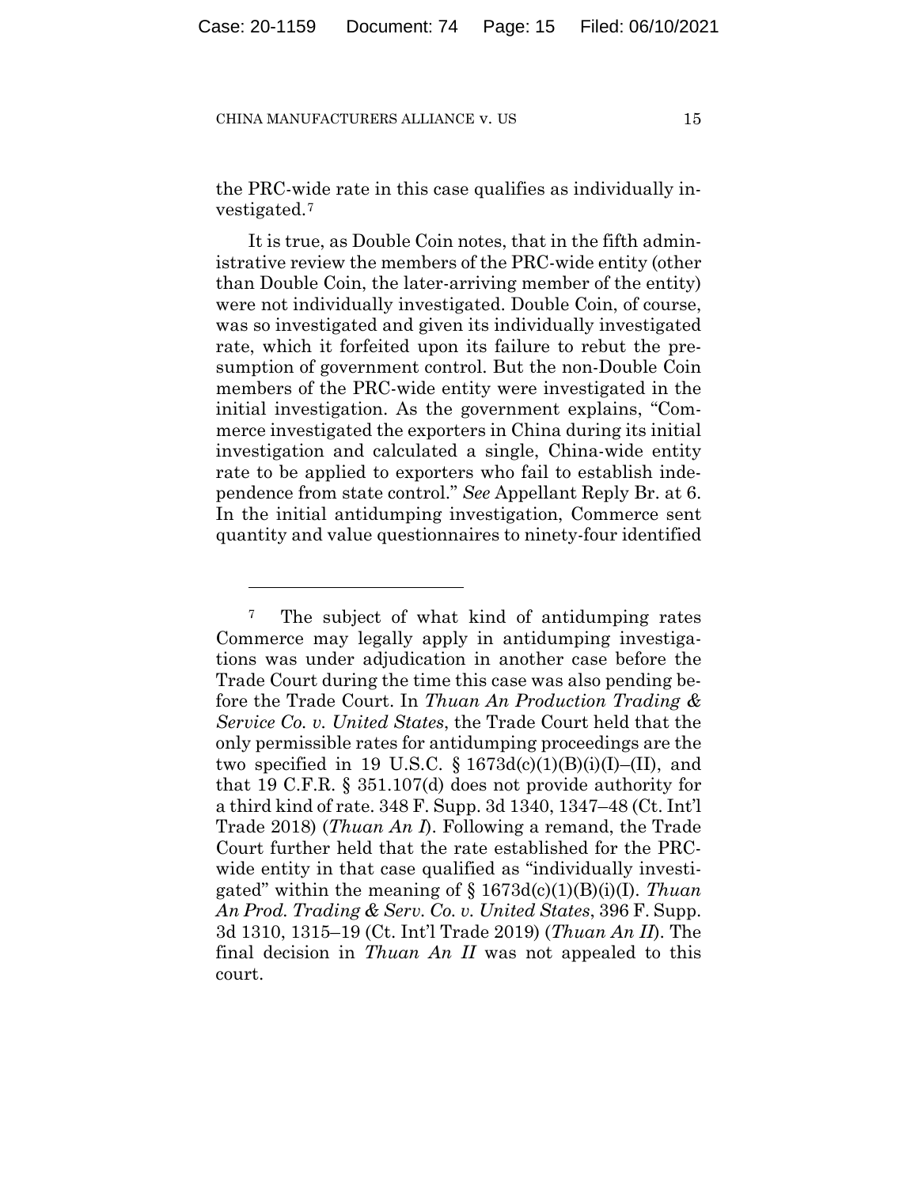the PRC-wide rate in this case qualifies as individually investigated.[7]

It is true, as Double Coin notes, that in the fifth administrative review the members of the PRC-wide entity (other than Double Coin, the later-arriving member of the entity) were not individually investigated. Double Coin, of course, was so investigated and given its individually investigated rate, which it forfeited upon its failure to rebut the presumption of government control. But the non-Double Coin members of the PRC-wide entity were investigated in the initial investigation. As the government explains, "Commerce investigated the exporters in China during its initial investigation and calculated a single, China-wide entity rate to be applied to exporters who fail to establish independence from state control." *See* Appellant Reply Br. at 6. In the initial antidumping investigation, Commerce sent quantity and value questionnaires to ninety-four identified

---

[7] The subject of what kind of antidumping rates Commerce may legally apply in antidumping investigations was under adjudication in another case before the Trade Court during the time this case was also pending before the Trade Court. In *Thuan An Production Trading & Service Co. v. United States*, the Trade Court held that the only permissible rates for antidumping proceedings are the two specified in 19 U.S.C. § 1673d(c)(1)(B)(i)(I)–(II), and that 19 C.F.R. § 351.107(d) does not provide authority for a third kind of rate. 348 F. Supp. 3d 1340, 1347–48 (Ct. Int'l Trade 2018) (*Thuan An I*). Following a remand, the Trade Court further held that the rate established for the PRC-wide entity in that case qualified as "individually investigated" within the meaning of § 1673d(c)(1)(B)(i)(I). *Thuan An Prod. Trading & Serv. Co. v. United States*, 396 F. Supp. 3d 1310, 1315–19 (Ct. Int'l Trade 2019) (*Thuan An II*). The final decision in *Thuan An II* was not appealed to this court.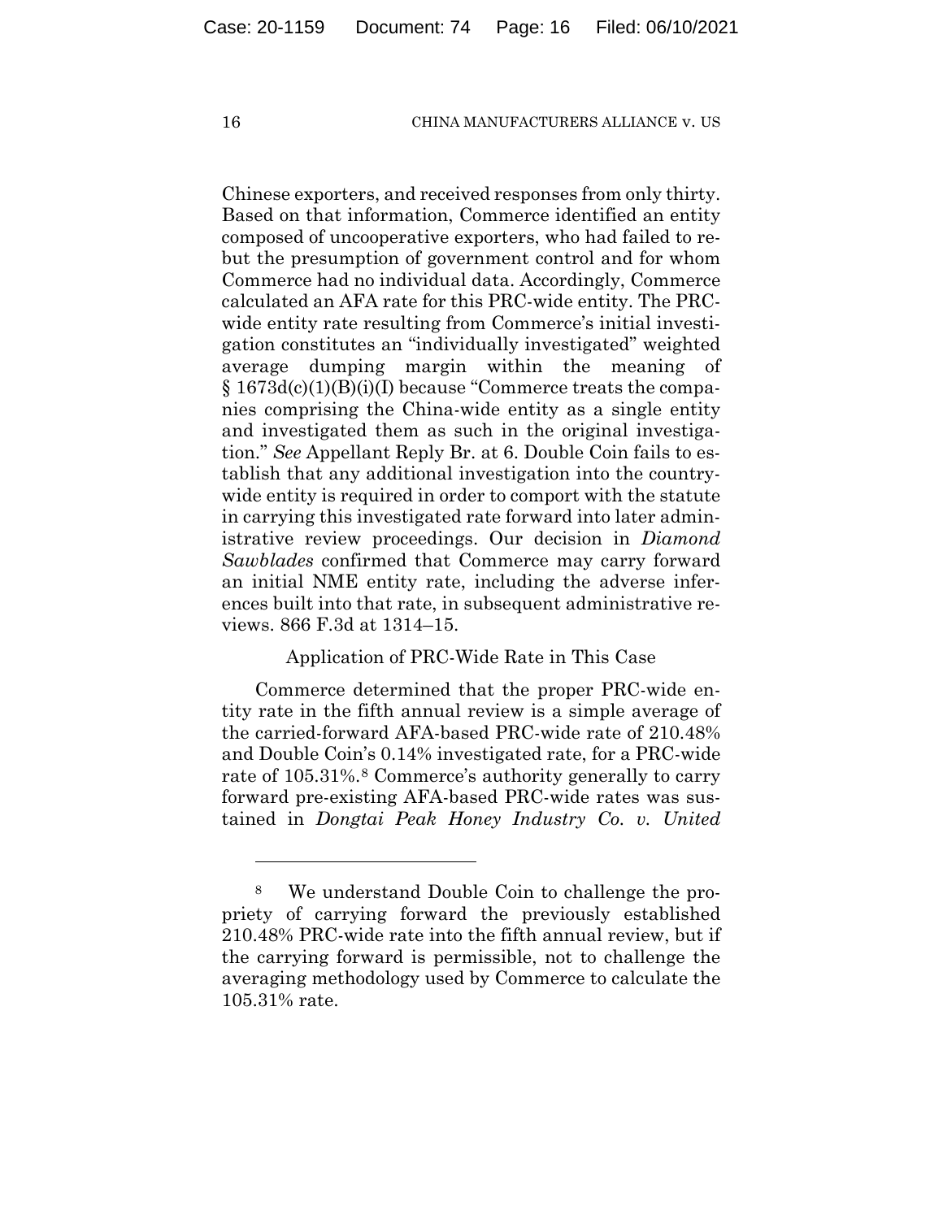Chinese exporters, and received responses from only thirty. Based on that information, Commerce identified an entity composed of uncooperative exporters, who had failed to rebut the presumption of government control and for whom Commerce had no individual data. Accordingly, Commerce calculated an AFA rate for this PRC-wide entity. The PRC-wide entity rate resulting from Commerce's initial investigation constitutes an "individually investigated" weighted average dumping margin within the meaning of § 1673d(c)(1)(B)(i)(I) because "Commerce treats the companies comprising the China-wide entity as a single entity and investigated them as such in the original investigation." *See* Appellant Reply Br. at 6. Double Coin fails to establish that any additional investigation into the country-wide entity is required in order to comport with the statute in carrying this investigated rate forward into later administrative review proceedings. Our decision in *Diamond Sawblades* confirmed that Commerce may carry forward an initial NME entity rate, including the adverse inferences built into that rate, in subsequent administrative reviews. 866 F.3d at 1314–15.

Application of PRC-Wide Rate in This Case

Commerce determined that the proper PRC-wide entity rate in the fifth annual review is a simple average of the carried-forward AFA-based PRC-wide rate of 210.48% and Double Coin's 0.14% investigated rate, for a PRC-wide rate of 105.31%.[8] Commerce's authority generally to carry forward pre-existing AFA-based PRC-wide rates was sustained in *Dongtai Peak Honey Industry Co. v. United*

---

[8] We understand Double Coin to challenge the propriety of carrying forward the previously established 210.48% PRC-wide rate into the fifth annual review, but if the carrying forward is permissible, not to challenge the averaging methodology used by Commerce to calculate the 105.31% rate.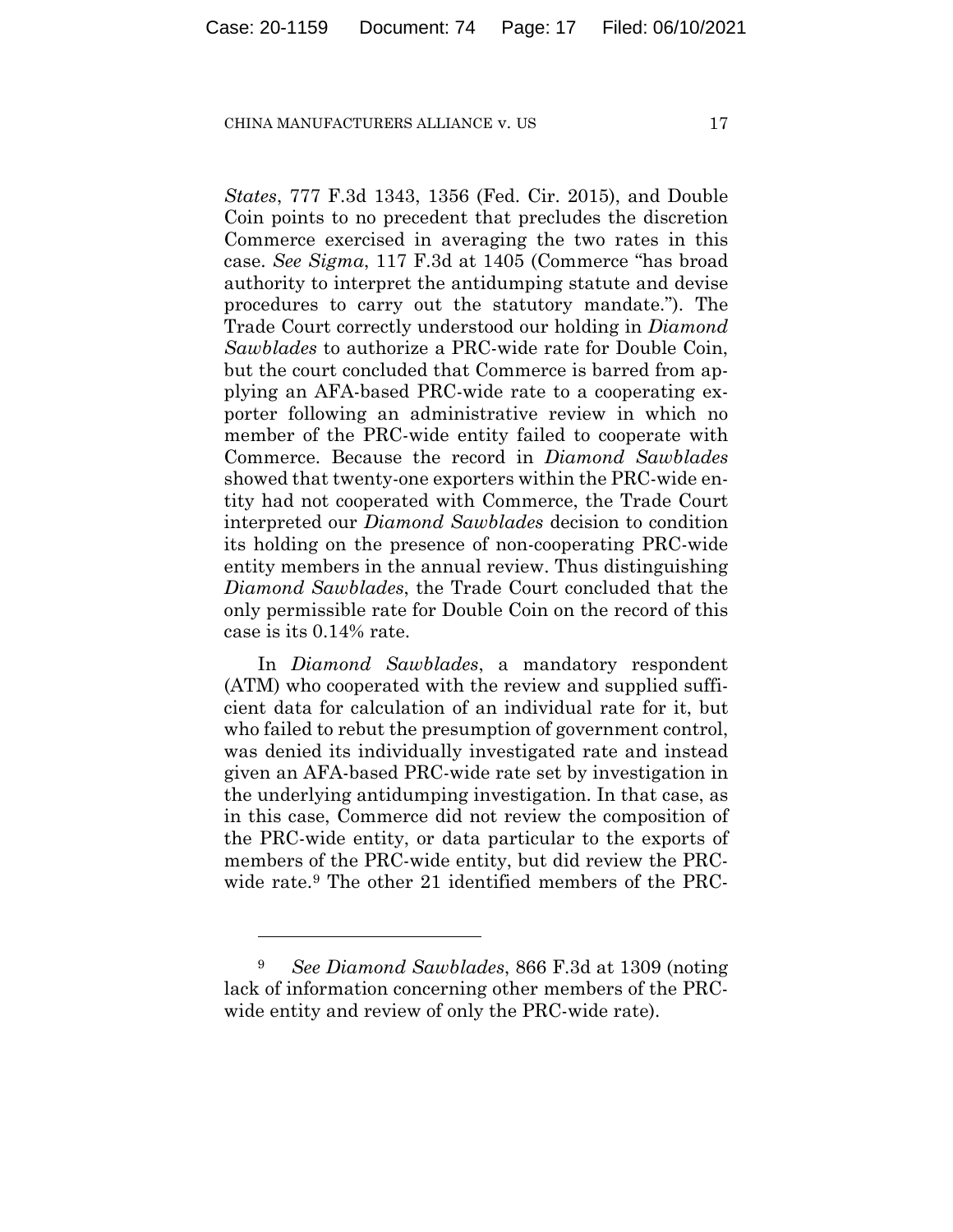*States*, 777 F.3d 1343, 1356 (Fed. Cir. 2015), and Double Coin points to no precedent that precludes the discretion Commerce exercised in averaging the two rates in this case. *See Sigma*, 117 F.3d at 1405 (Commerce "has broad authority to interpret the antidumping statute and devise procedures to carry out the statutory mandate."). The Trade Court correctly understood our holding in *Diamond Sawblades* to authorize a PRC-wide rate for Double Coin, but the court concluded that Commerce is barred from applying an AFA-based PRC-wide rate to a cooperating exporter following an administrative review in which no member of the PRC-wide entity failed to cooperate with Commerce. Because the record in *Diamond Sawblades* showed that twenty-one exporters within the PRC-wide entity had not cooperated with Commerce, the Trade Court interpreted our *Diamond Sawblades* decision to condition its holding on the presence of non-cooperating PRC-wide entity members in the annual review. Thus distinguishing *Diamond Sawblades*, the Trade Court concluded that the only permissible rate for Double Coin on the record of this case is its 0.14% rate.

In *Diamond Sawblades*, a mandatory respondent (ATM) who cooperated with the review and supplied sufficient data for calculation of an individual rate for it, but who failed to rebut the presumption of government control, was denied its individually investigated rate and instead given an AFA-based PRC-wide rate set by investigation in the underlying antidumping investigation. In that case, as in this case, Commerce did not review the composition of the PRC-wide entity, or data particular to the exports of members of the PRC-wide entity, but did review the PRC-wide rate.[9] The other 21 identified members of the PRC-

---

[9] *See Diamond Sawblades*, 866 F.3d at 1309 (noting lack of information concerning other members of the PRC-wide entity and review of only the PRC-wide rate).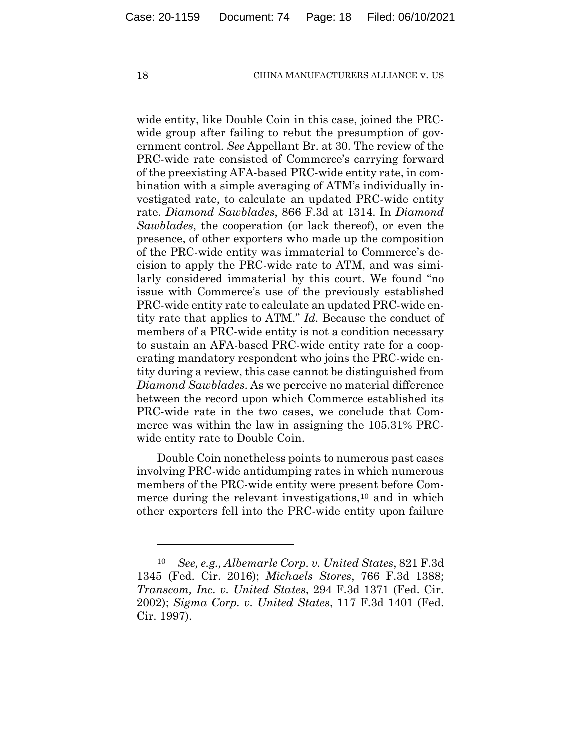wide entity, like Double Coin in this case, joined the PRC-wide group after failing to rebut the presumption of government control. *See* Appellant Br. at 30. The review of the PRC-wide rate consisted of Commerce's carrying forward of the preexisting AFA-based PRC-wide entity rate, in combination with a simple averaging of ATM's individually investigated rate, to calculate an updated PRC-wide entity rate. *Diamond Sawblades*, 866 F.3d at 1314. In *Diamond Sawblades*, the cooperation (or lack thereof), or even the presence, of other exporters who made up the composition of the PRC-wide entity was immaterial to Commerce's decision to apply the PRC-wide rate to ATM, and was similarly considered immaterial by this court. We found "no issue with Commerce's use of the previously established PRC-wide entity rate to calculate an updated PRC-wide entity rate that applies to ATM." *Id.* Because the conduct of members of a PRC-wide entity is not a condition necessary to sustain an AFA-based PRC-wide entity rate for a cooperating mandatory respondent who joins the PRC-wide entity during a review, this case cannot be distinguished from *Diamond Sawblades*. As we perceive no material difference between the record upon which Commerce established its PRC-wide rate in the two cases, we conclude that Commerce was within the law in assigning the 105.31% PRC-wide entity rate to Double Coin.

Double Coin nonetheless points to numerous past cases involving PRC-wide antidumping rates in which numerous members of the PRC-wide entity were present before Commerce during the relevant investigations,[10] and in which other exporters fell into the PRC-wide entity upon failure

---

[10] *See, e.g., Albemarle Corp. v. United States*, 821 F.3d 1345 (Fed. Cir. 2016); *Michaels Stores*, 766 F.3d 1388; *Transcom, Inc. v. United States*, 294 F.3d 1371 (Fed. Cir. 2002); *Sigma Corp. v. United States*, 117 F.3d 1401 (Fed. Cir. 1997).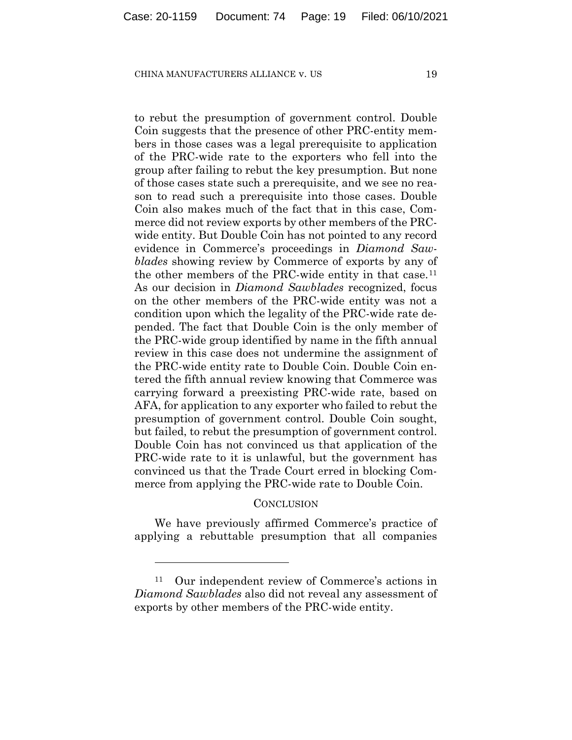to rebut the presumption of government control. Double Coin suggests that the presence of other PRC-entity members in those cases was a legal prerequisite to application of the PRC-wide rate to the exporters who fell into the group after failing to rebut the key presumption. But none of those cases state such a prerequisite, and we see no reason to read such a prerequisite into those cases. Double Coin also makes much of the fact that in this case, Commerce did not review exports by other members of the PRC-wide entity. But Double Coin has not pointed to any record evidence in Commerce's proceedings in *Diamond Sawblades* showing review by Commerce of exports by any of the other members of the PRC-wide entity in that case.[11] As our decision in *Diamond Sawblades* recognized, focus on the other members of the PRC-wide entity was not a condition upon which the legality of the PRC-wide rate depended. The fact that Double Coin is the only member of the PRC-wide group identified by name in the fifth annual review in this case does not undermine the assignment of the PRC-wide entity rate to Double Coin. Double Coin entered the fifth annual review knowing that Commerce was carrying forward a preexisting PRC-wide rate, based on AFA, for application to any exporter who failed to rebut the presumption of government control. Double Coin sought, but failed, to rebut the presumption of government control. Double Coin has not convinced us that application of the PRC-wide rate to it is unlawful, but the government has convinced us that the Trade Court erred in blocking Commerce from applying the PRC-wide rate to Double Coin.

## CONCLUSION

We have previously affirmed Commerce's practice of applying a rebuttable presumption that all companies

[11] Our independent review of Commerce's actions in *Diamond Sawblades* also did not reveal any assessment of exports by other members of the PRC-wide entity.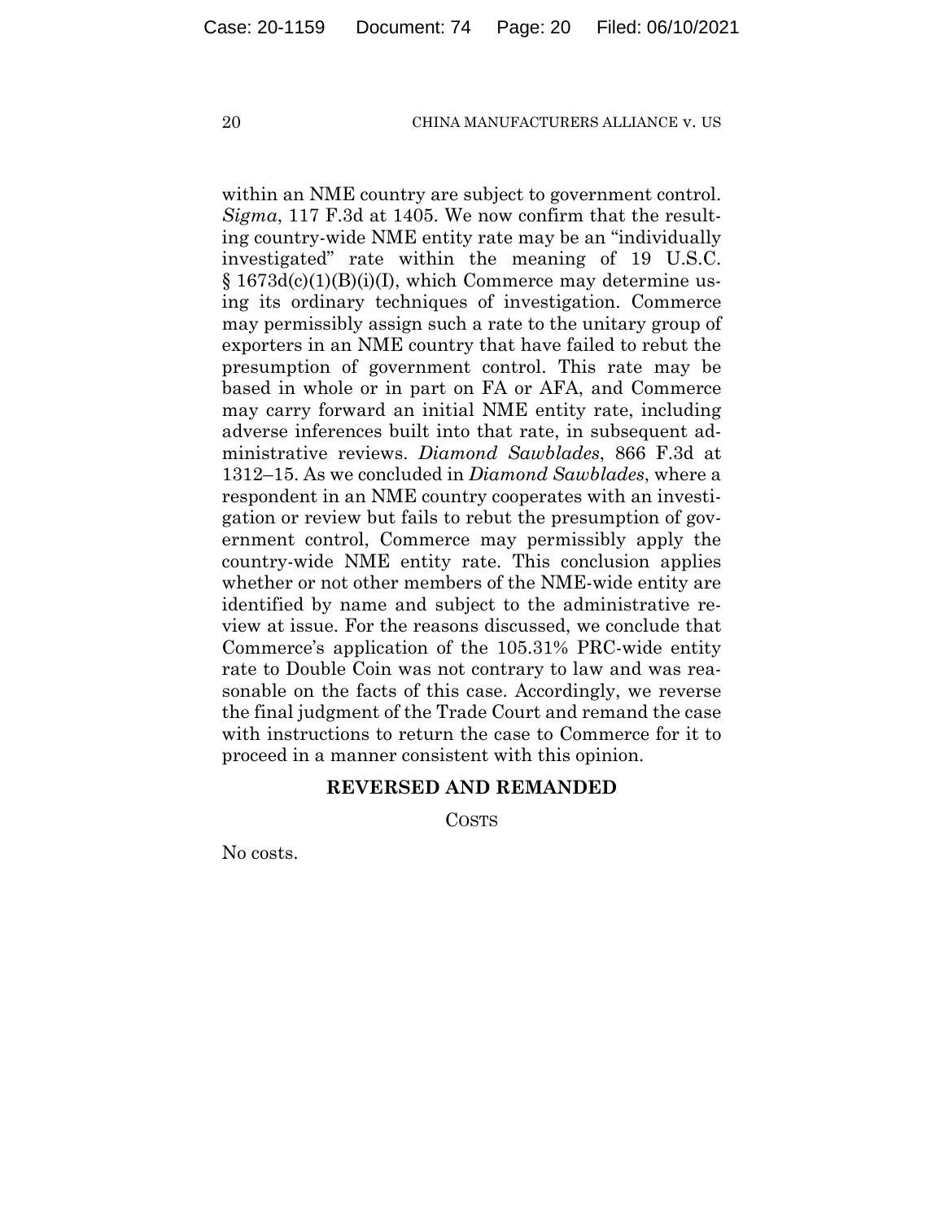within an NME country are subject to government control. *Sigma*, 117 F.3d at 1405. We now confirm that the resulting country-wide NME entity rate may be an "individually investigated" rate within the meaning of 19 U.S.C. § 1673d(c)(1)(B)(i)(I), which Commerce may determine using its ordinary techniques of investigation. Commerce may permissibly assign such a rate to the unitary group of exporters in an NME country that have failed to rebut the presumption of government control. This rate may be based in whole or in part on FA or AFA, and Commerce may carry forward an initial NME entity rate, including adverse inferences built into that rate, in subsequent administrative reviews. *Diamond Sawblades*, 866 F.3d at 1312–15. As we concluded in *Diamond Sawblades*, where a respondent in an NME country cooperates with an investigation or review but fails to rebut the presumption of government control, Commerce may permissibly apply the country-wide NME entity rate. This conclusion applies whether or not other members of the NME-wide entity are identified by name and subject to the administrative review at issue. For the reasons discussed, we conclude that Commerce's application of the 105.31% PRC-wide entity rate to Double Coin was not contrary to law and was reasonable on the facts of this case. Accordingly, we reverse the final judgment of the Trade Court and remand the case with instructions to return the case to Commerce for it to proceed in a manner consistent with this opinion.

**REVERSED AND REMANDED**

COSTS

No costs.